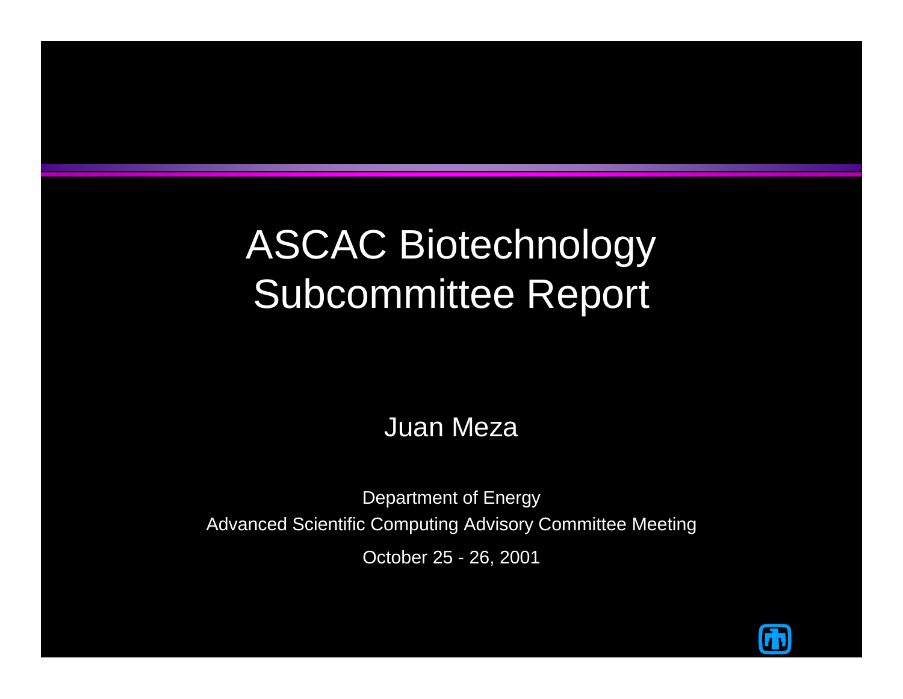# ASCAC Biotechnology Subcommittee Report

Juan Meza

Department of Energy

Advanced Scientific Computing Advisory Committee Meeting

October 25 - 26, 2001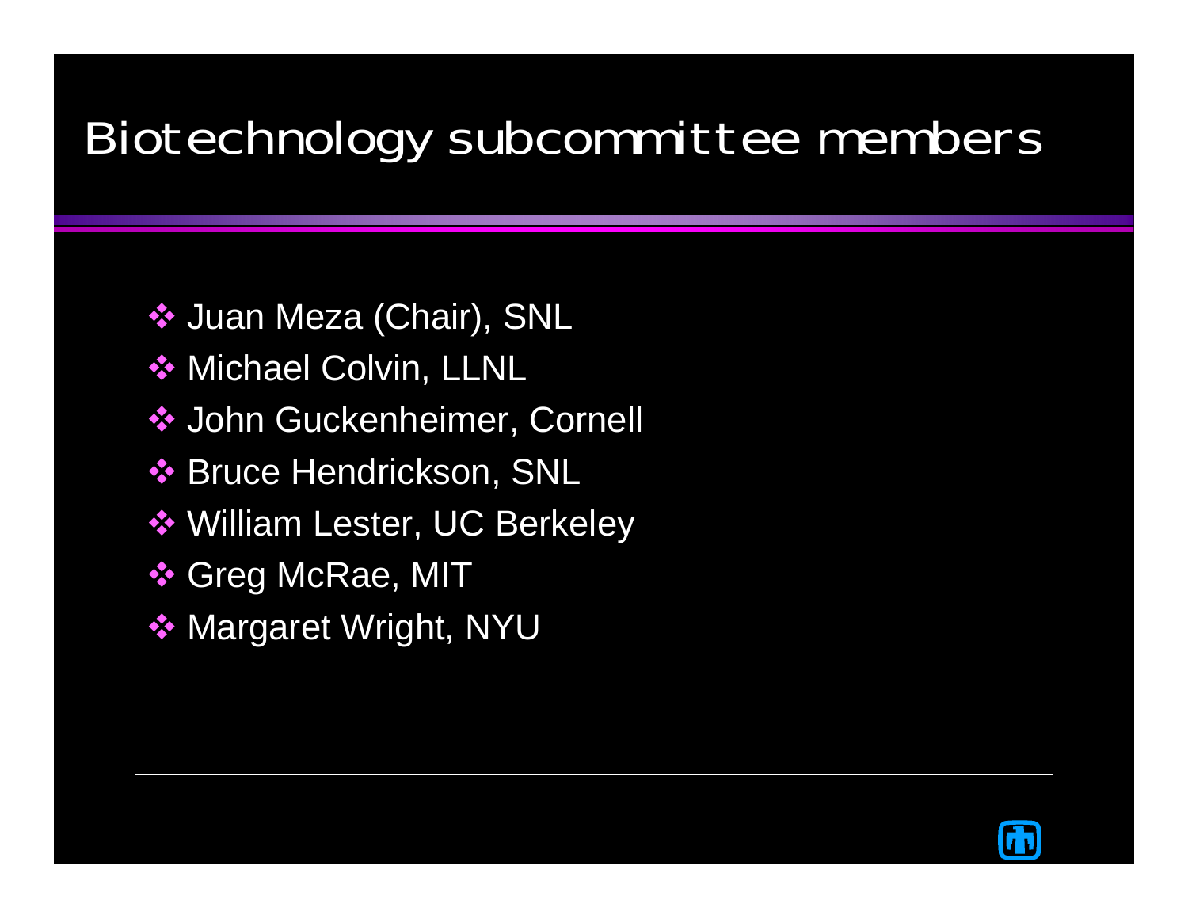# Biotechnology subcommittee members

- Juan Meza (Chair), SNL
- Michael Colvin, LLNL
- John Guckenheimer, Cornell
- Bruce Hendrickson, SNL
- William Lester, UC Berkeley
- Greg McRae, MIT
- Margaret Wright, NYU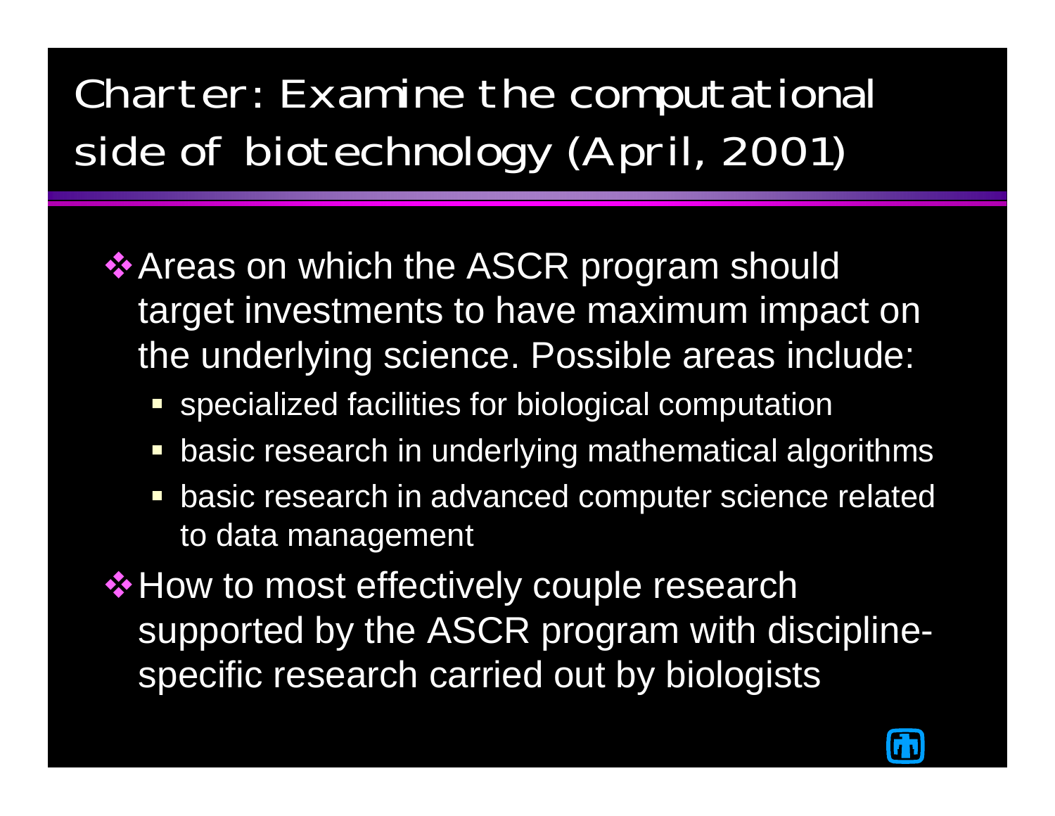# Charter: Examine the computational side of biotechnology (April, 2001)

- Areas on which the ASCR program should target investments to have maximum impact on the underlying science. Possible areas include:
  - specialized facilities for biological computation
  - basic research in underlying mathematical algorithms
  - basic research in advanced computer science related to data management
- How to most effectively couple research supported by the ASCR program with discipline-specific research carried out by biologists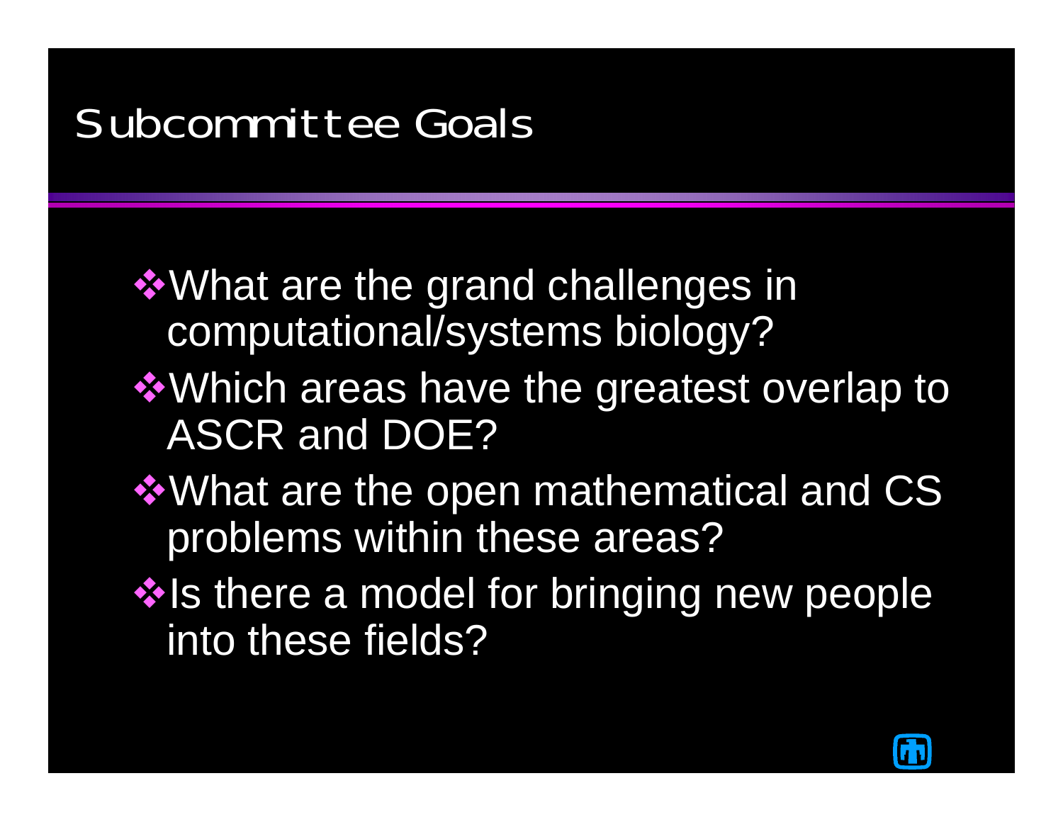# Subcommittee Goals

- What are the grand challenges in computational/systems biology?
- Which areas have the greatest overlap to ASCR and DOE?
- What are the open mathematical and CS problems within these areas?
- Is there a model for bringing new people into these fields?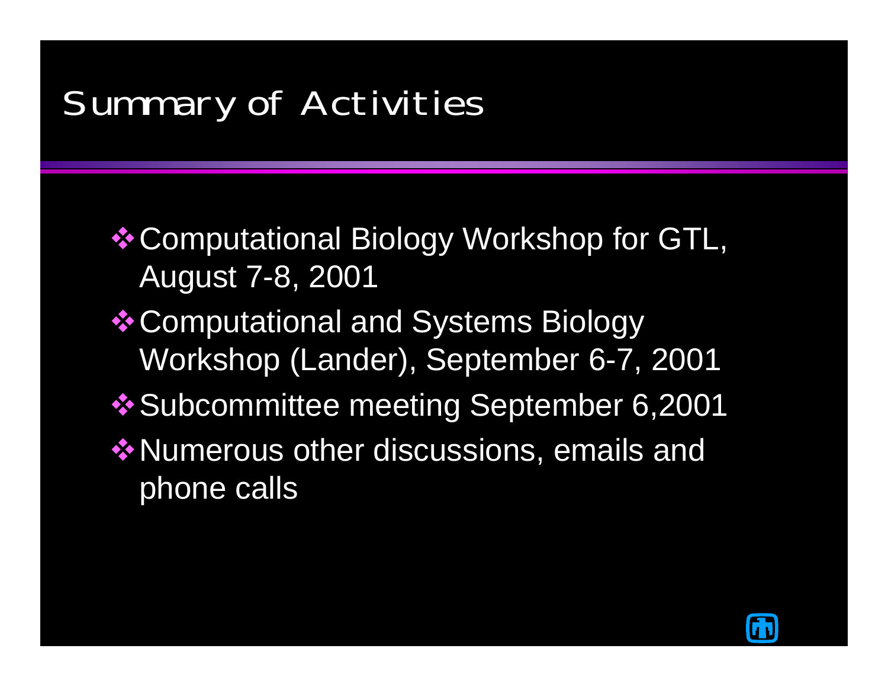# Summary of Activities

- Computational Biology Workshop for GTL, August 7-8, 2001
- Computational and Systems Biology Workshop (Lander), September 6-7, 2001
- Subcommittee meeting September 6,2001
- Numerous other discussions, emails and phone calls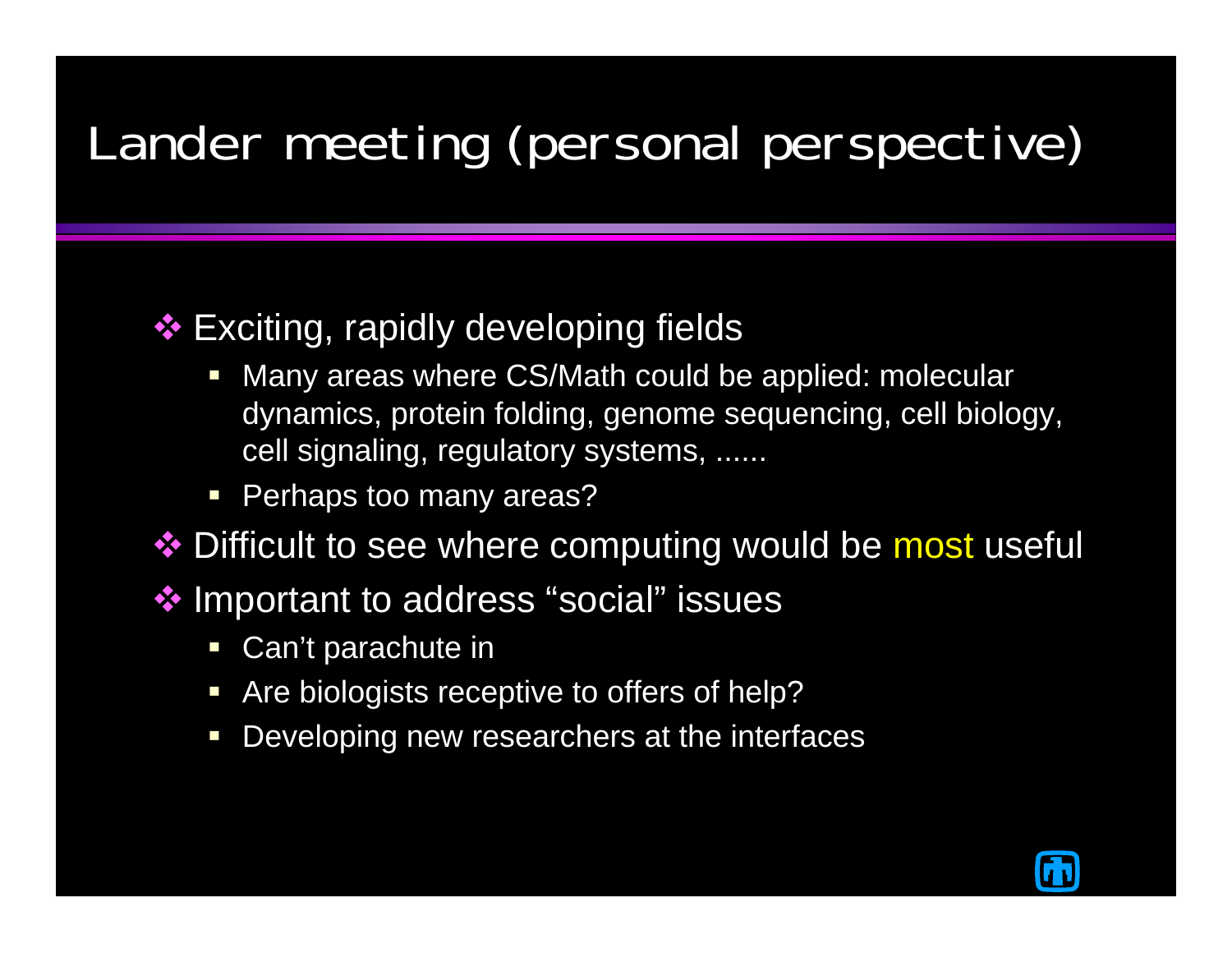# Lander meeting (personal perspective)

- Exciting, rapidly developing fields
  - Many areas where CS/Math could be applied: molecular dynamics, protein folding, genome sequencing, cell biology, cell signaling, regulatory systems, ......
  - Perhaps too many areas?
- Difficult to see where computing would be most useful
- Important to address “social” issues
  - Can’t parachute in
  - Are biologists receptive to offers of help?
  - Developing new researchers at the interfaces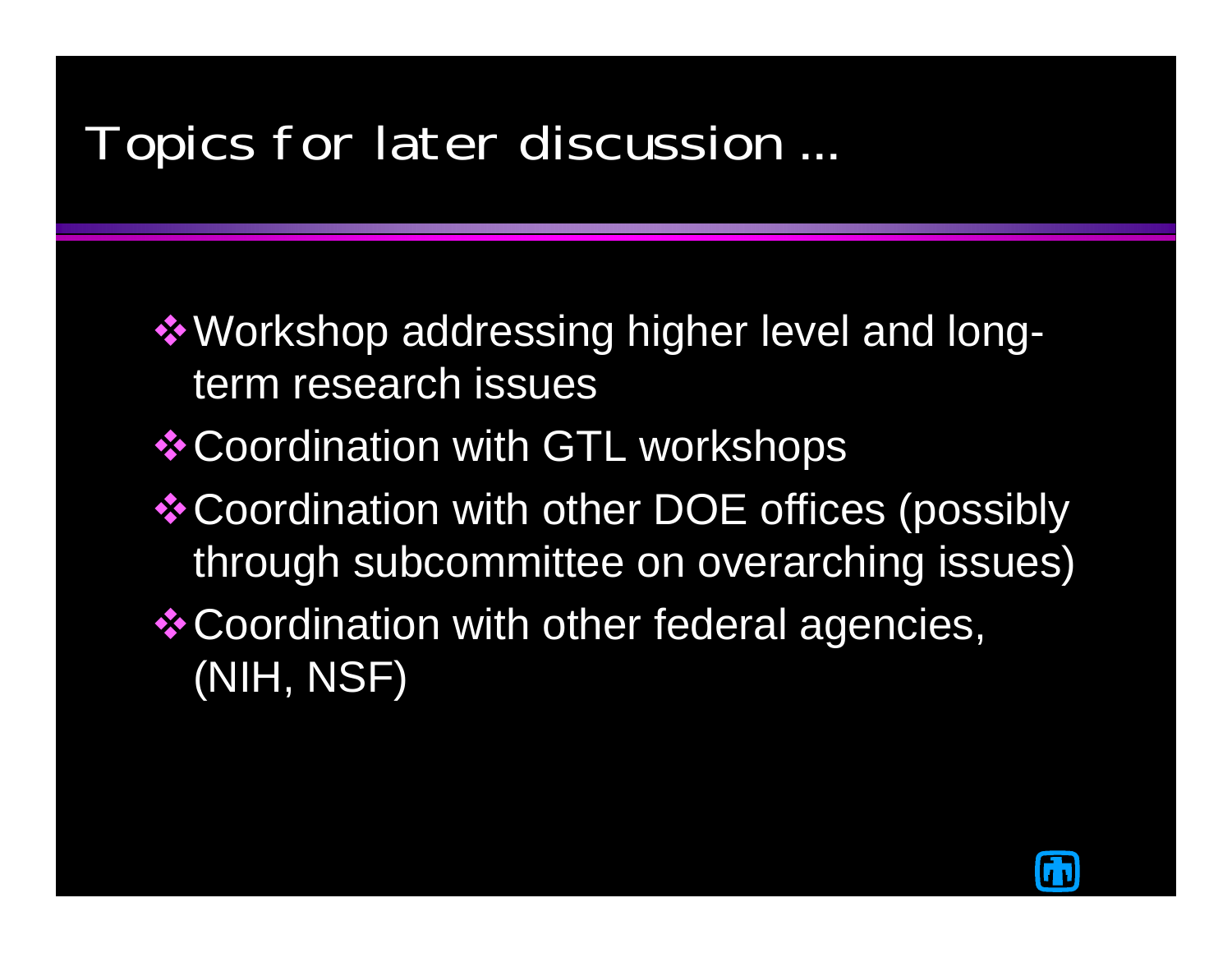# Topics for later discussion …

- Workshop addressing higher level and long-term research issues
- Coordination with GTL workshops
- Coordination with other DOE offices (possibly through subcommittee on overarching issues)
- Coordination with other federal agencies, (NIH, NSF)